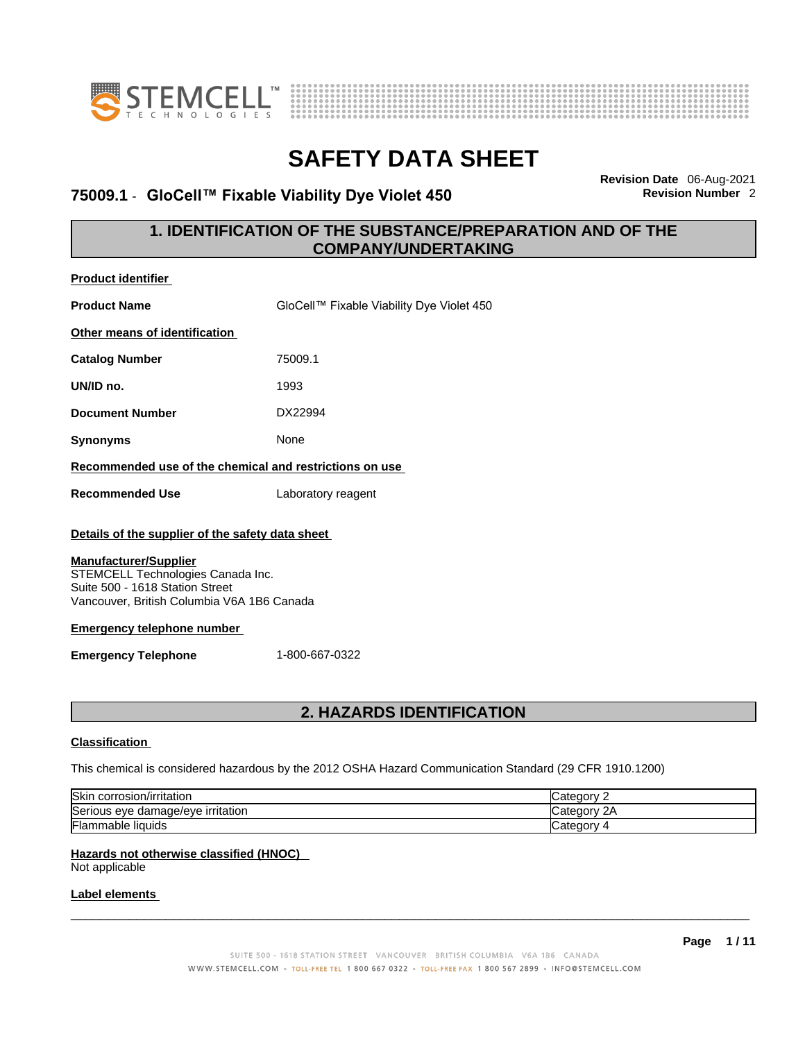# SAFETY DATA SHEET

## 75009.1 - GloCell™ Fixable Viability Dye Violet 450

**Revision Date** 06-Aug-2021
**Revision Number** 2

## 1. IDENTIFICATION OF THE SUBSTANCE/PREPARATION AND OF THE COMPANY/UNDERTAKING

**Product identifier**

**Product Name** GloCell™ Fixable Viability Dye Violet 450

**Other means of identification**

**Catalog Number** 75009.1

**UN/ID no.** 1993

**Document Number** DX22994

**Synonyms** None

**Recommended use of the chemical and restrictions on use**

**Recommended Use** Laboratory reagent

**Details of the supplier of the safety data sheet**

**Manufacturer/Supplier**
STEMCELL Technologies Canada Inc.
Suite 500 - 1618 Station Street
Vancouver, British Columbia V6A 1B6 Canada

**Emergency telephone number**

**Emergency Telephone** 1-800-667-0322

## 2. HAZARDS IDENTIFICATION

**Classification**

This chemical is considered hazardous by the 2012 OSHA Hazard Communication Standard (29 CFR 1910.1200)

| | |
|---|---|
| Skin corrosion/irritation | Category 2 |
| Serious eye damage/eye irritation | Category 2A |
| Flammable liquids | Category 4 |

**Hazards not otherwise classified (HNOC)**
Not applicable

**Label elements**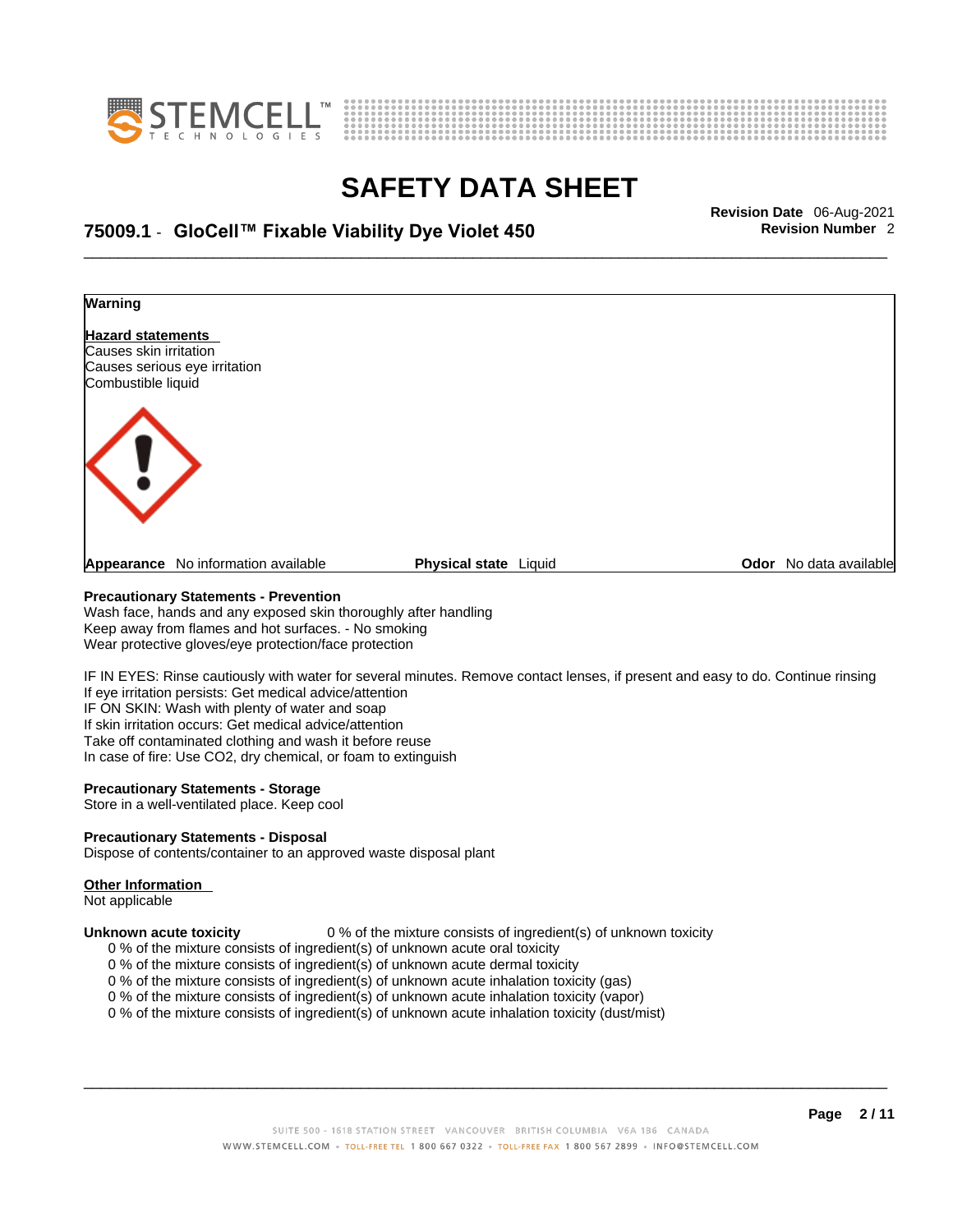**Warning**

**Hazard statements**
Causes skin irritation
Causes serious eye irritation
Combustible liquid

**Appearance** No information available **Physical state** Liquid **Odor** No data available

**Precautionary Statements - Prevention**
Wash face, hands and any exposed skin thoroughly after handling
Keep away from flames and hot surfaces. - No smoking
Wear protective gloves/eye protection/face protection

IF IN EYES: Rinse cautiously with water for several minutes. Remove contact lenses, if present and easy to do. Continue rinsing
If eye irritation persists: Get medical advice/attention
IF ON SKIN: Wash with plenty of water and soap
If skin irritation occurs: Get medical advice/attention
Take off contaminated clothing and wash it before reuse
In case of fire: Use CO2, dry chemical, or foam to extinguish

**Precautionary Statements - Storage**
Store in a well-ventilated place. Keep cool

**Precautionary Statements - Disposal**
Dispose of contents/container to an approved waste disposal plant

**Other Information**
Not applicable

**Unknown acute toxicity** 0 % of the mixture consists of ingredient(s) of unknown toxicity
0 % of the mixture consists of ingredient(s) of unknown acute oral toxicity
0 % of the mixture consists of ingredient(s) of unknown acute dermal toxicity
0 % of the mixture consists of ingredient(s) of unknown acute inhalation toxicity (gas)
0 % of the mixture consists of ingredient(s) of unknown acute inhalation toxicity (vapor)
0 % of the mixture consists of ingredient(s) of unknown acute inhalation toxicity (dust/mist)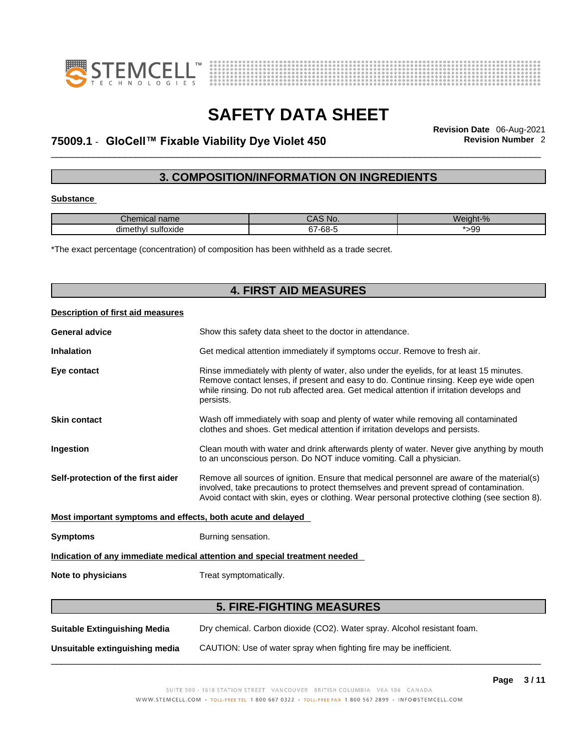## 3. COMPOSITION/INFORMATION ON INGREDIENTS

**Substance**

| Chemical name | CAS No. | Weight-% |
| --- | --- | --- |
| dimethyl sulfoxide | 67-68-5 | *>99 |

*The exact percentage (concentration) of composition has been withheld as a trade secret.

## 4. FIRST AID MEASURES

**Description of first aid measures**

**General advice** Show this safety data sheet to the doctor in attendance.

**Inhalation** Get medical attention immediately if symptoms occur. Remove to fresh air.

**Eye contact** Rinse immediately with plenty of water, also under the eyelids, for at least 15 minutes. Remove contact lenses, if present and easy to do. Continue rinsing. Keep eye wide open while rinsing. Do not rub affected area. Get medical attention if irritation develops and persists.

**Skin contact** Wash off immediately with soap and plenty of water while removing all contaminated clothes and shoes. Get medical attention if irritation develops and persists.

**Ingestion** Clean mouth with water and drink afterwards plenty of water. Never give anything by mouth to an unconscious person. Do NOT induce vomiting. Call a physician.

**Self-protection of the first aider** Remove all sources of ignition. Ensure that medical personnel are aware of the material(s) involved, take precautions to protect themselves and prevent spread of contamination. Avoid contact with skin, eyes or clothing. Wear personal protective clothing (see section 8).

**Most important symptoms and effects, both acute and delayed**

**Symptoms** Burning sensation.

**Indication of any immediate medical attention and special treatment needed**

**Note to physicians** Treat symptomatically.

## 5. FIRE-FIGHTING MEASURES

**Suitable Extinguishing Media** Dry chemical. Carbon dioxide ($CO_2$). Water spray. Alcohol resistant foam.

**Unsuitable extinguishing media** CAUTION: Use of water spray when fighting fire may be inefficient.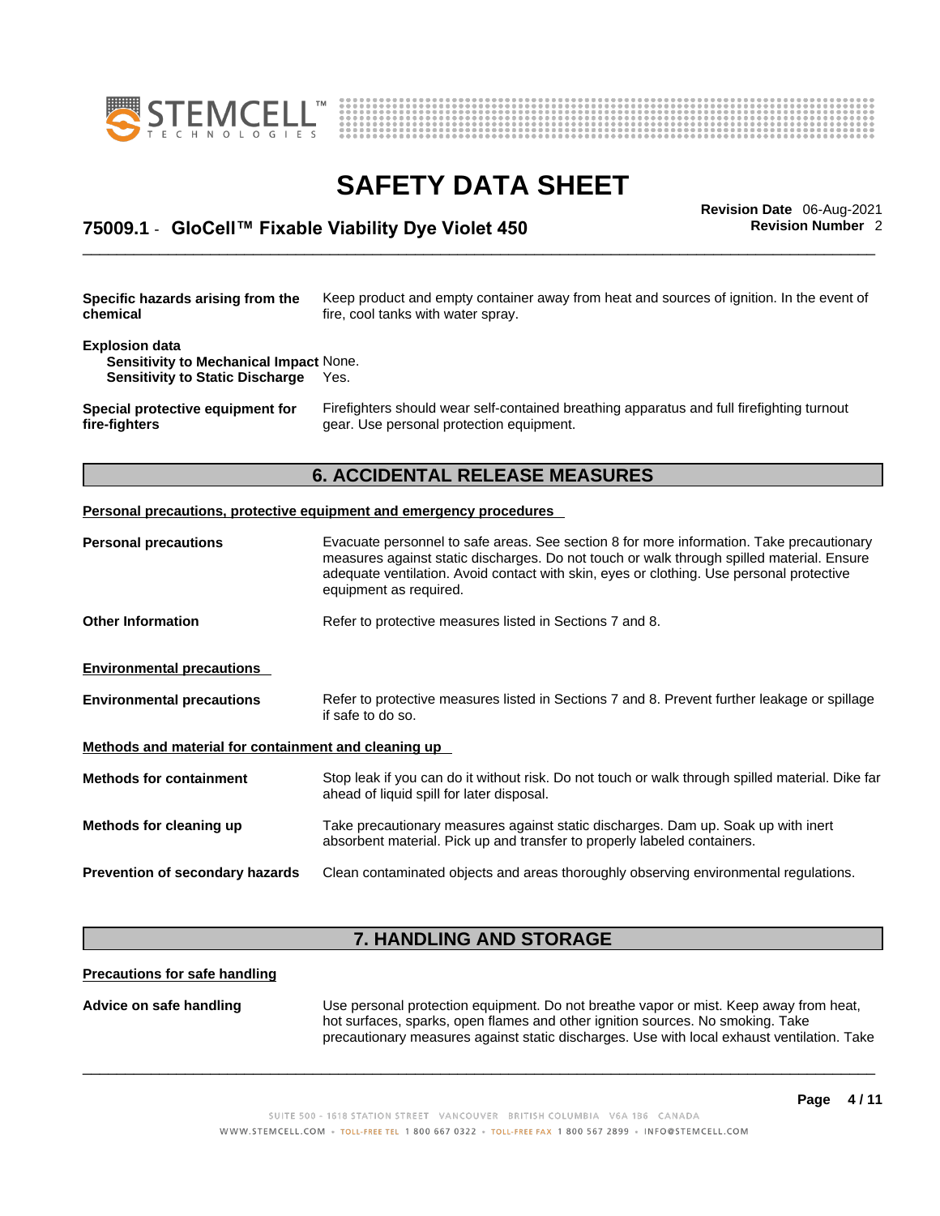**Specific hazards arising from the chemical** Keep product and empty container away from heat and sources of ignition. In the event of fire, cool tanks with water spray.

**Explosion data**
**Sensitivity to Mechanical Impact** None.
**Sensitivity to Static Discharge** Yes.

**Special protective equipment for fire-fighters** Firefighters should wear self-contained breathing apparatus and full firefighting turnout gear. Use personal protection equipment.

## 6. ACCIDENTAL RELEASE MEASURES

**Personal precautions, protective equipment and emergency procedures**

**Personal precautions** Evacuate personnel to safe areas. See section 8 for more information. Take precautionary measures against static discharges. Do not touch or walk through spilled material. Ensure adequate ventilation. Avoid contact with skin, eyes or clothing. Use personal protective equipment as required.

**Other Information** Refer to protective measures listed in Sections 7 and 8.

**Environmental precautions**

**Environmental precautions** Refer to protective measures listed in Sections 7 and 8. Prevent further leakage or spillage if safe to do so.

**Methods and material for containment and cleaning up**

**Methods for containment** Stop leak if you can do it without risk. Do not touch or walk through spilled material. Dike far ahead of liquid spill for later disposal.

**Methods for cleaning up** Take precautionary measures against static discharges. Dam up. Soak up with inert absorbent material. Pick up and transfer to properly labeled containers.

**Prevention of secondary hazards** Clean contaminated objects and areas thoroughly observing environmental regulations.

## 7. HANDLING AND STORAGE

**Precautions for safe handling**

**Advice on safe handling** Use personal protection equipment. Do not breathe vapor or mist. Keep away from heat, hot surfaces, sparks, open flames and other ignition sources. No smoking. Take precautionary measures against static discharges. Use with local exhaust ventilation. Take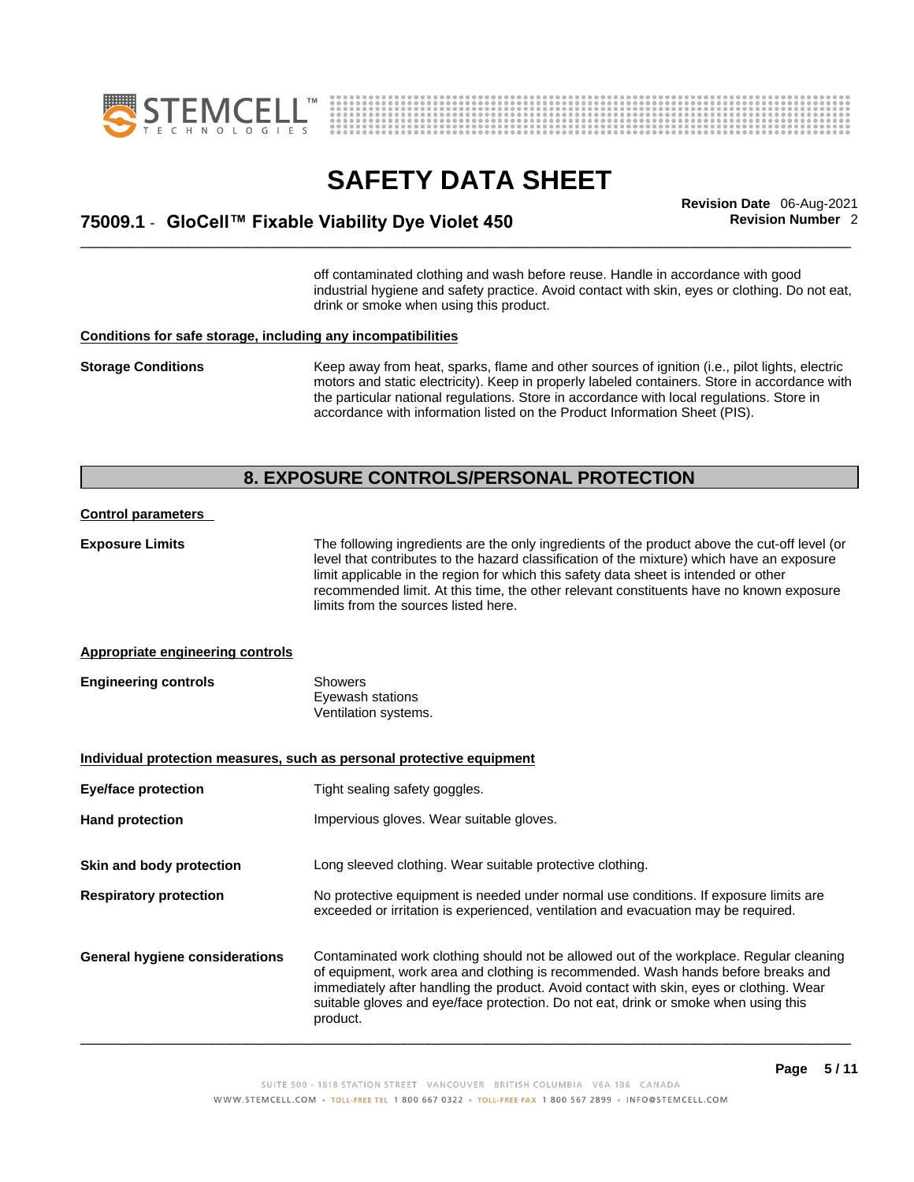off contaminated clothing and wash before reuse. Handle in accordance with good industrial hygiene and safety practice. Avoid contact with skin, eyes or clothing. Do not eat, drink or smoke when using this product.

**Conditions for safe storage, including any incompatibilities**

**Storage Conditions** Keep away from heat, sparks, flame and other sources of ignition (i.e., pilot lights, electric motors and static electricity). Keep in properly labeled containers. Store in accordance with the particular national regulations. Store in accordance with local regulations. Store in accordance with information listed on the Product Information Sheet (PIS).

## 8. EXPOSURE CONTROLS/PERSONAL PROTECTION

**Control parameters**

**Exposure Limits** The following ingredients are the only ingredients of the product above the cut-off level (or level that contributes to the hazard classification of the mixture) which have an exposure limit applicable in the region for which this safety data sheet is intended or other recommended limit. At this time, the other relevant constituents have no known exposure limits from the sources listed here.

**Appropriate engineering controls**

**Engineering controls**
- Showers
- Eyewash stations
- Ventilation systems.

**Individual protection measures, such as personal protective equipment**

**Eye/face protection** Tight sealing safety goggles.

**Hand protection** Impervious gloves. Wear suitable gloves.

**Skin and body protection** Long sleeved clothing. Wear suitable protective clothing.

**Respiratory protection** No protective equipment is needed under normal use conditions. If exposure limits are exceeded or irritation is experienced, ventilation and evacuation may be required.

**General hygiene considerations** Contaminated work clothing should not be allowed out of the workplace. Regular cleaning of equipment, work area and clothing is recommended. Wash hands before breaks and immediately after handling the product. Avoid contact with skin, eyes or clothing. Wear suitable gloves and eye/face protection. Do not eat, drink or smoke when using this product.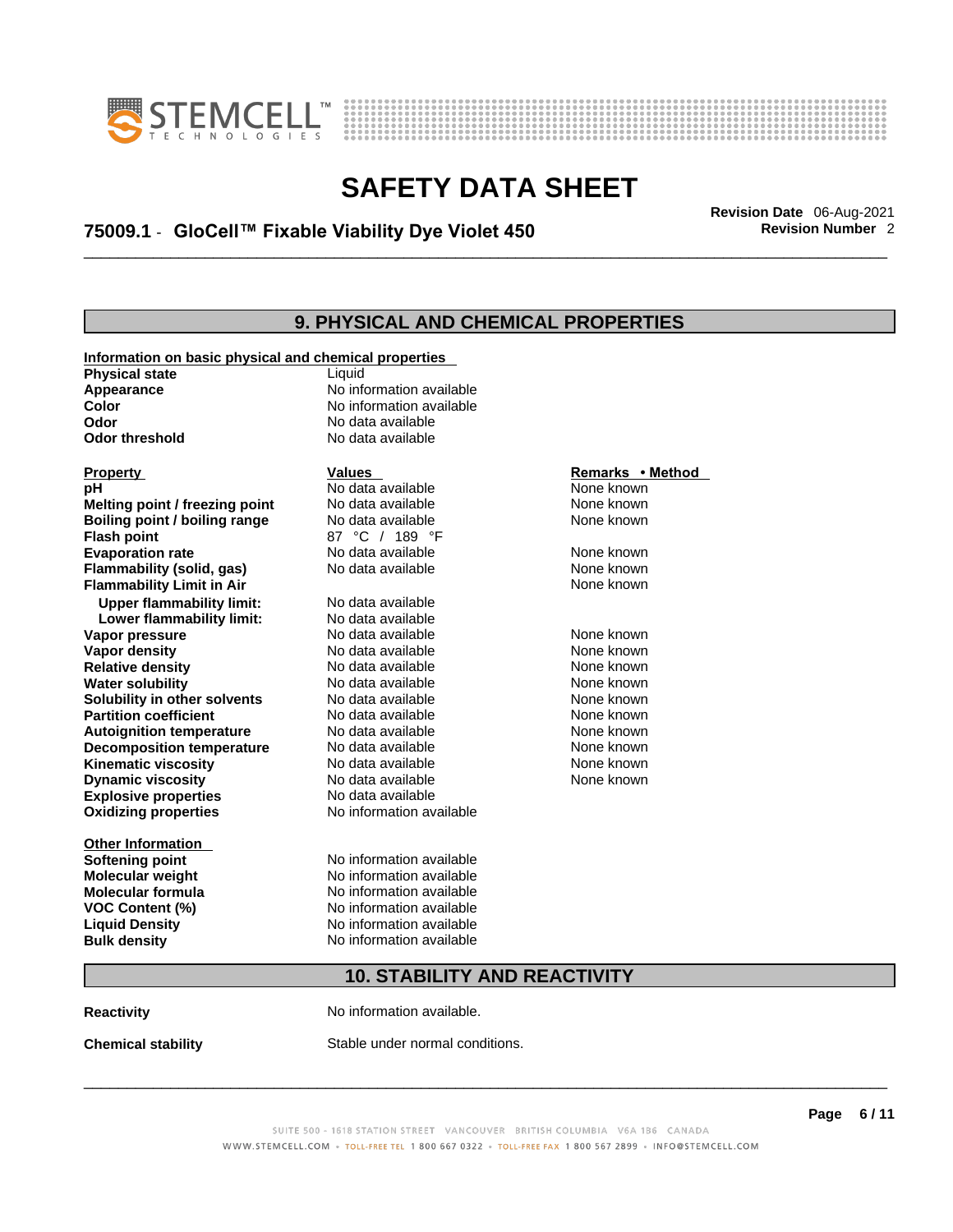# SAFETY DATA SHEET

**75009.1 - GloCell™ Fixable Viability Dye Violet 450**

**Revision Date** 06-Aug-2021
**Revision Number** 2

## 9. PHYSICAL AND CHEMICAL PROPERTIES

**Information on basic physical and chemical properties**

| | |
|---|---|
| **Physical state** | Liquid |
| **Appearance** | No information available |
| **Color** | No information available |
| **Odor** | No data available |
| **Odor threshold** | No data available |

| Property | Values | Remarks • Method |
|---|---|---|
| **pH** | No data available | None known |
| **Melting point / freezing point** | No data available | None known |
| **Boiling point / boiling range** | No data available | None known |
| **Flash point** | 87 °C / 189 °F | |
| **Evaporation rate** | No data available | None known |
| **Flammability (solid, gas)** | No data available | None known |
| **Flammability Limit in Air** | | None known |
| **Upper flammability limit:** | No data available | |
| **Lower flammability limit:** | No data available | |
| **Vapor pressure** | No data available | None known |
| **Vapor density** | No data available | None known |
| **Relative density** | No data available | None known |
| **Water solubility** | No data available | None known |
| **Solubility in other solvents** | No data available | None known |
| **Partition coefficient** | No data available | None known |
| **Autoignition temperature** | No data available | None known |
| **Decomposition temperature** | No data available | None known |
| **Kinematic viscosity** | No data available | None known |
| **Dynamic viscosity** | No data available | None known |
| **Explosive properties** | No data available | |
| **Oxidizing properties** | No information available | |

**Other Information**

| | |
|---|---|
| **Softening point** | No information available |
| **Molecular weight** | No information available |
| **Molecular formula** | No information available |
| **VOC Content (%)** | No information available |
| **Liquid Density** | No information available |
| **Bulk density** | No information available |

## 10. STABILITY AND REACTIVITY

**Reactivity** No information available.

**Chemical stability** Stable under normal conditions.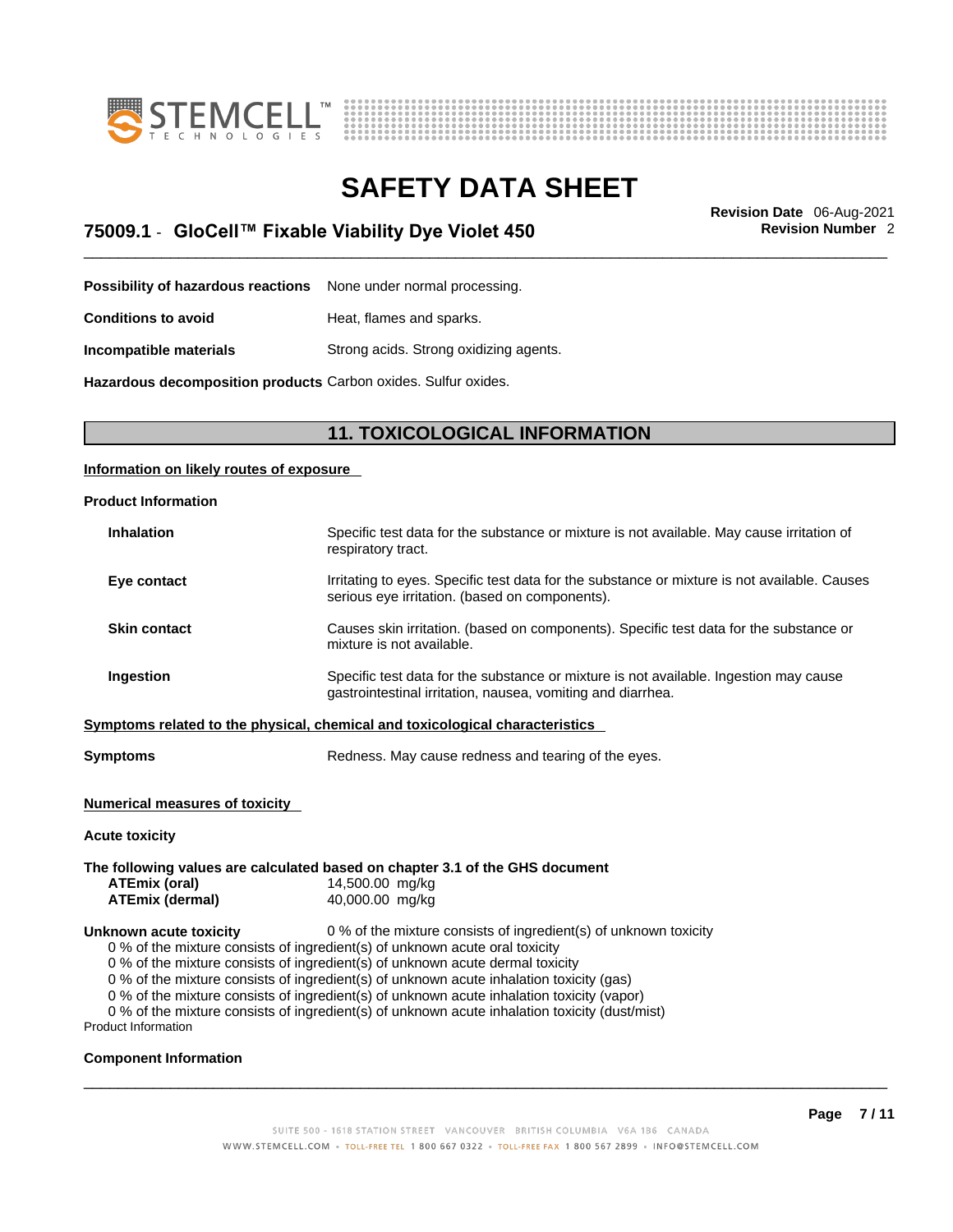| | |
|---|---|
| **Possibility of hazardous reactions** | None under normal processing. |
| **Conditions to avoid** | Heat, flames and sparks. |
| **Incompatible materials** | Strong acids. Strong oxidizing agents. |
| **Hazardous decomposition products** | Carbon oxides. Sulfur oxides. |

## 11. TOXICOLOGICAL INFORMATION

**Information on likely routes of exposure**

**Product Information**

| | |
|---|---|
| **Inhalation** | Specific test data for the substance or mixture is not available. May cause irritation of respiratory tract. |
| **Eye contact** | Irritating to eyes. Specific test data for the substance or mixture is not available. Causes serious eye irritation. (based on components). |
| **Skin contact** | Causes skin irritation. (based on components). Specific test data for the substance or mixture is not available. |
| **Ingestion** | Specific test data for the substance or mixture is not available. Ingestion may cause gastrointestinal irritation, nausea, vomiting and diarrhea. |

**Symptoms related to the physical, chemical and toxicological characteristics**

**Symptoms** Redness. May cause redness and tearing of the eyes.

**Numerical measures of toxicity**

**Acute toxicity**

**The following values are calculated based on chapter 3.1 of the GHS document**

| | |
|---|---|
| **ATEmix (oral)** | 14,500.00 mg/kg |
| **ATEmix (dermal)** | 40,000.00 mg/kg |

**Unknown acute toxicity** 0 % of the mixture consists of ingredient(s) of unknown toxicity

0 % of the mixture consists of ingredient(s) of unknown acute oral toxicity
0 % of the mixture consists of ingredient(s) of unknown acute dermal toxicity
0 % of the mixture consists of ingredient(s) of unknown acute inhalation toxicity (gas)
0 % of the mixture consists of ingredient(s) of unknown acute inhalation toxicity (vapor)
0 % of the mixture consists of ingredient(s) of unknown acute inhalation toxicity (dust/mist)

Product Information

**Component Information**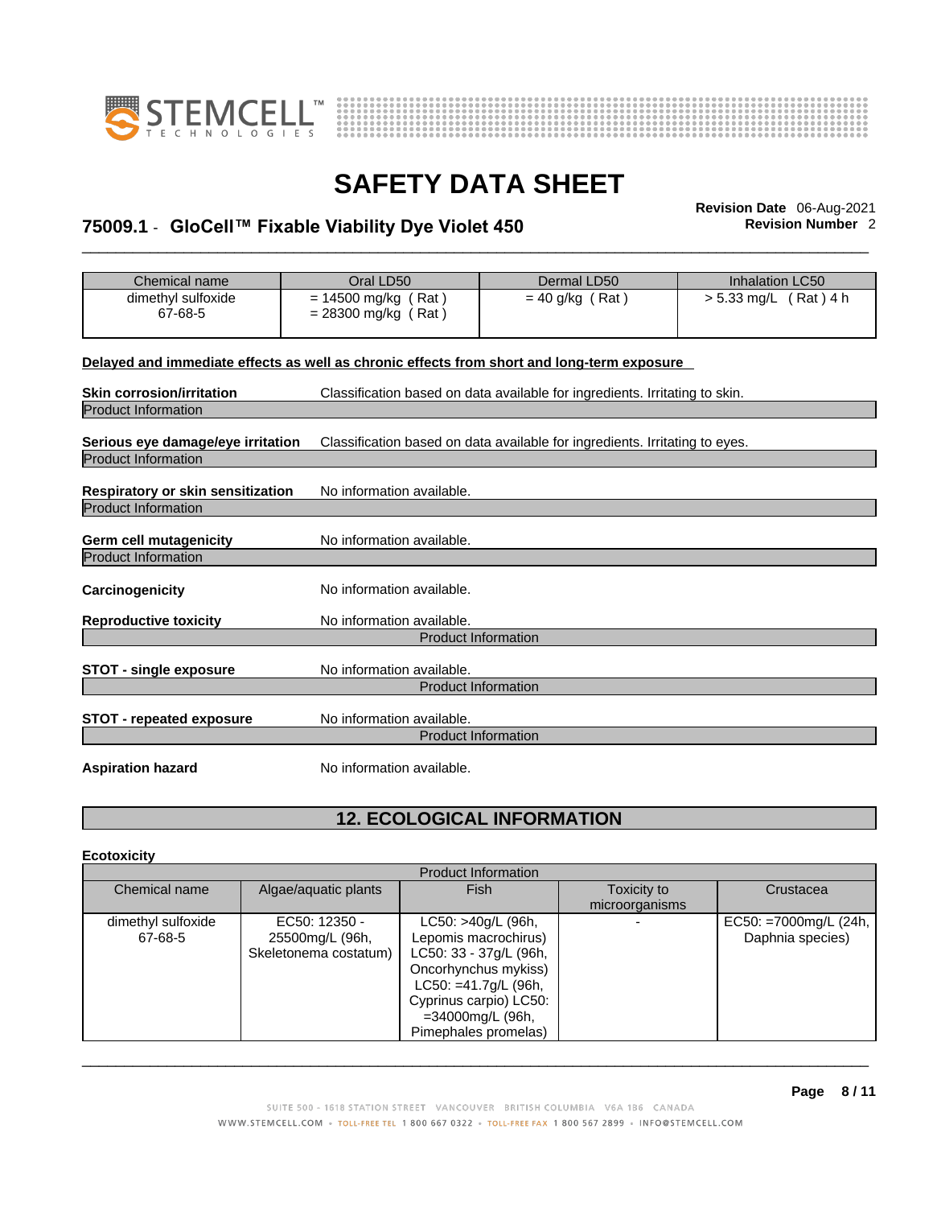| Chemical name | Oral LD50 | Dermal LD50 | Inhalation LC50 |
|---|---|---|---|
| dimethyl sulfoxide<br>67-68-5 | = 14500 mg/kg ( Rat )<br>= 28300 mg/kg ( Rat ) | = 40 g/kg ( Rat ) | > 5.33 mg/L ( Rat ) 4 h |

**Delayed and immediate effects as well as chronic effects from short and long-term exposure**

**Skin corrosion/irritation** Classification based on data available for ingredients. Irritating to skin.

Product Information

**Serious eye damage/eye irritation** Classification based on data available for ingredients. Irritating to eyes.

Product Information

**Respiratory or skin sensitization** No information available.

Product Information

**Germ cell mutagenicity** No information available.

Product Information

**Carcinogenicity** No information available.

**Reproductive toxicity** No information available.

Product Information

**STOT - single exposure** No information available.

Product Information

**STOT - repeated exposure** No information available.

Product Information

**Aspiration hazard** No information available.

## 12. ECOLOGICAL INFORMATION

**Ecotoxicity**

| Product Information | | | | |
|---|---|---|---|---|
| Chemical name | Algae/aquatic plants | Fish | Toxicity to microorganisms | Crustacea |
| dimethyl sulfoxide<br>67-68-5 | EC50: 12350 - 25500mg/L (96h, Skeletonema costatum) | LC50: >40g/L (96h, Lepomis macrochirus) LC50: 33 - 37g/L (96h, Oncorhynchus mykiss) LC50: =41.7g/L (96h, Cyprinus carpio) LC50: =34000mg/L (96h, Pimephales promelas) | - | EC50: =7000mg/L (24h, Daphnia species) |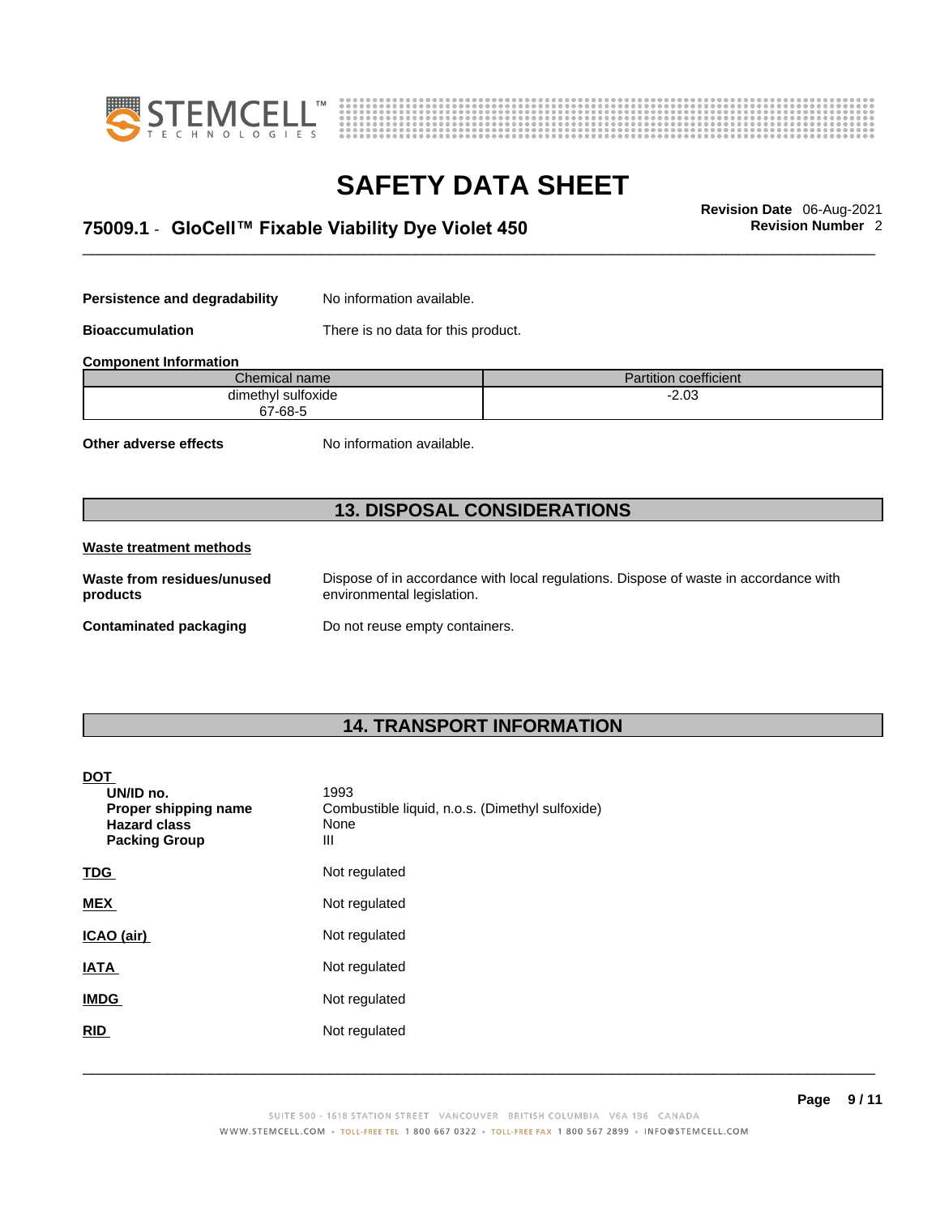**Persistence and degradability** No information available.

**Bioaccumulation** There is no data for this product.

**Component Information**

| Chemical name | Partition coefficient |
| --- | --- |
| dimethyl sulfoxide<br>67-68-5 | -2.03 |

**Other adverse effects** No information available.

## 13. DISPOSAL CONSIDERATIONS

**Waste treatment methods**

**Waste from residues/unused products** Dispose of in accordance with local regulations. Dispose of waste in accordance with environmental legislation.

**Contaminated packaging** Do not reuse empty containers.

## 14. TRANSPORT INFORMATION

**DOT**

| | |
| --- | --- |
| **UN/ID no.** | 1993 |
| **Proper shipping name** | Combustible liquid, n.o.s. (Dimethyl sulfoxide) |
| **Hazard class** | None |
| **Packing Group** | III |

**TDG** Not regulated

**MEX** Not regulated

**ICAO (air)** Not regulated

**IATA** Not regulated

**IMDG** Not regulated

**RID** Not regulated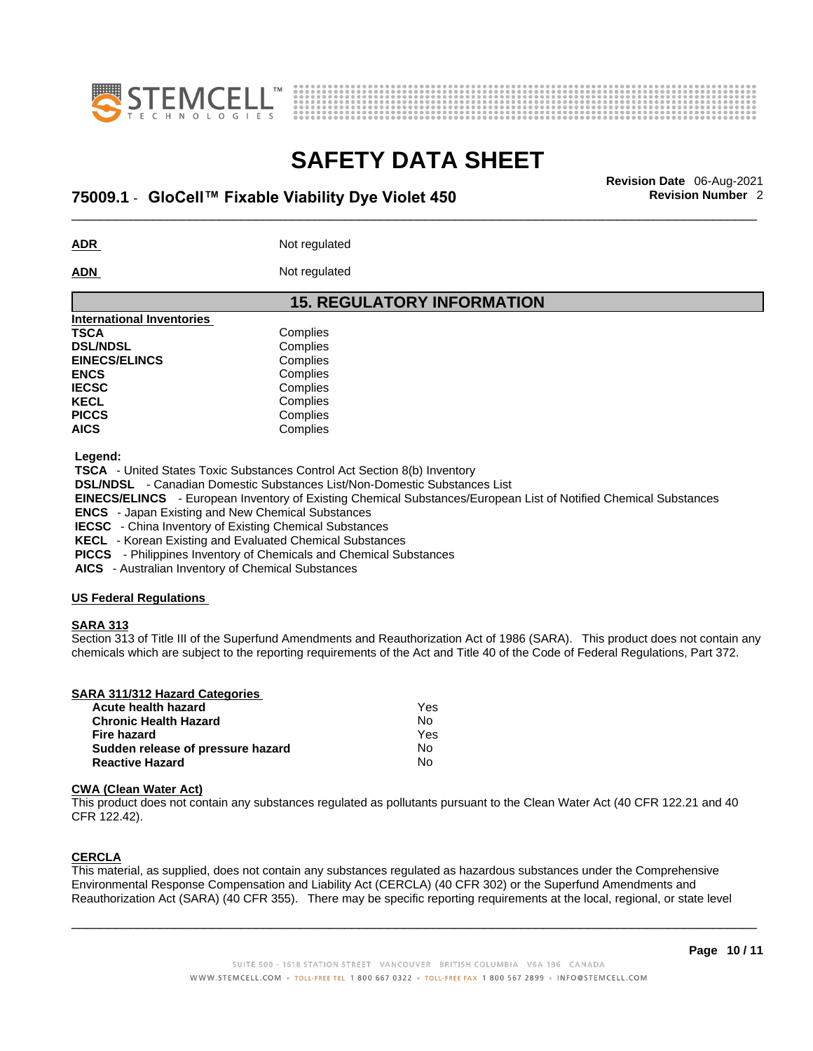**ADR** Not regulated

**ADN** Not regulated

## 15. REGULATORY INFORMATION

**International Inventories**

| | |
|---|---|
| **TSCA** | Complies |
| **DSL/NDSL** | Complies |
| **EINECS/ELINCS** | Complies |
| **ENCS** | Complies |
| **IECSC** | Complies |
| **KECL** | Complies |
| **PICCS** | Complies |
| **AICS** | Complies |

**Legend:**

**TSCA** - United States Toxic Substances Control Act Section 8(b) Inventory
**DSL/NDSL** - Canadian Domestic Substances List/Non-Domestic Substances List
**EINECS/ELINCS** - European Inventory of Existing Chemical Substances/European List of Notified Chemical Substances
**ENCS** - Japan Existing and New Chemical Substances
**IECSC** - China Inventory of Existing Chemical Substances
**KECL** - Korean Existing and Evaluated Chemical Substances
**PICCS** - Philippines Inventory of Chemicals and Chemical Substances
**AICS** - Australian Inventory of Chemical Substances

**US Federal Regulations**

**SARA 313**
Section 313 of Title III of the Superfund Amendments and Reauthorization Act of 1986 (SARA). This product does not contain any chemicals which are subject to the reporting requirements of the Act and Title 40 of the Code of Federal Regulations, Part 372.

**SARA 311/312 Hazard Categories**

| | |
|---|---|
| **Acute health hazard** | Yes |
| **Chronic Health Hazard** | No |
| **Fire hazard** | Yes |
| **Sudden release of pressure hazard** | No |
| **Reactive Hazard** | No |

**CWA (Clean Water Act)**
This product does not contain any substances regulated as pollutants pursuant to the Clean Water Act (40 CFR 122.21 and 40 CFR 122.42).

**CERCLA**
This material, as supplied, does not contain any substances regulated as hazardous substances under the Comprehensive Environmental Response Compensation and Liability Act (CERCLA) (40 CFR 302) or the Superfund Amendments and Reauthorization Act (SARA) (40 CFR 355). There may be specific reporting requirements at the local, regional, or state level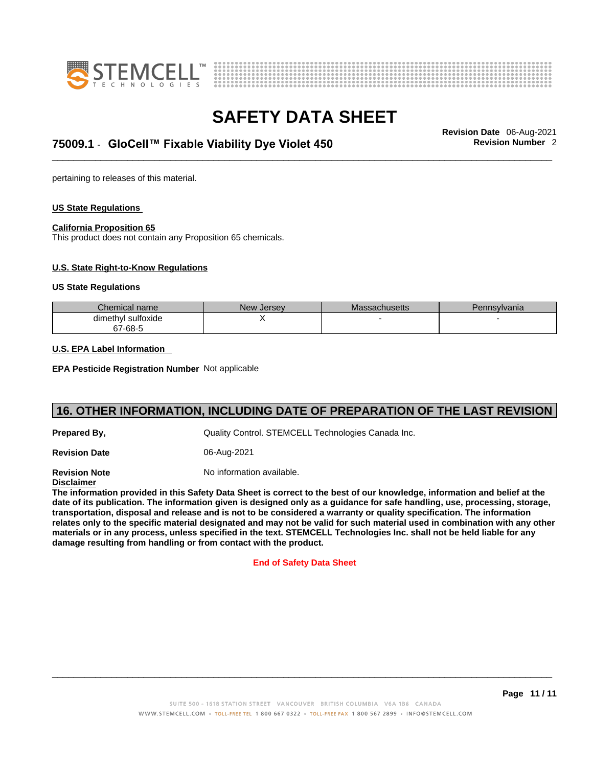pertaining to releases of this material.

**US State Regulations**

**California Proposition 65**

This product does not contain any Proposition 65 chemicals.

**U.S. State Right-to-Know Regulations**

**US State Regulations**

| Chemical name | New Jersey | Massachusetts | Pennsylvania |
|---|---|---|---|
| dimethyl sulfoxide 67-68-5 | X | - | - |

**U.S. EPA Label Information**

**EPA Pesticide Registration Number** Not applicable

## 16. OTHER INFORMATION, INCLUDING DATE OF PREPARATION OF THE LAST REVISION

**Prepared By,** Quality Control. STEMCELL Technologies Canada Inc.

**Revision Date** 06-Aug-2021

**Revision Note** No information available.

**Disclaimer**

**The information provided in this Safety Data Sheet is correct to the best of our knowledge, information and belief at the date of its publication. The information given is designed only as a guidance for safe handling, use, processing, storage, transportation, disposal and release and is not to be considered a warranty or quality specification. The information relates only to the specific material designated and may not be valid for such material used in combination with any other materials or in any process, unless specified in the text. STEMCELL Technologies Inc. shall not be held liable for any damage resulting from handling or from contact with the product.**

**End of Safety Data Sheet**